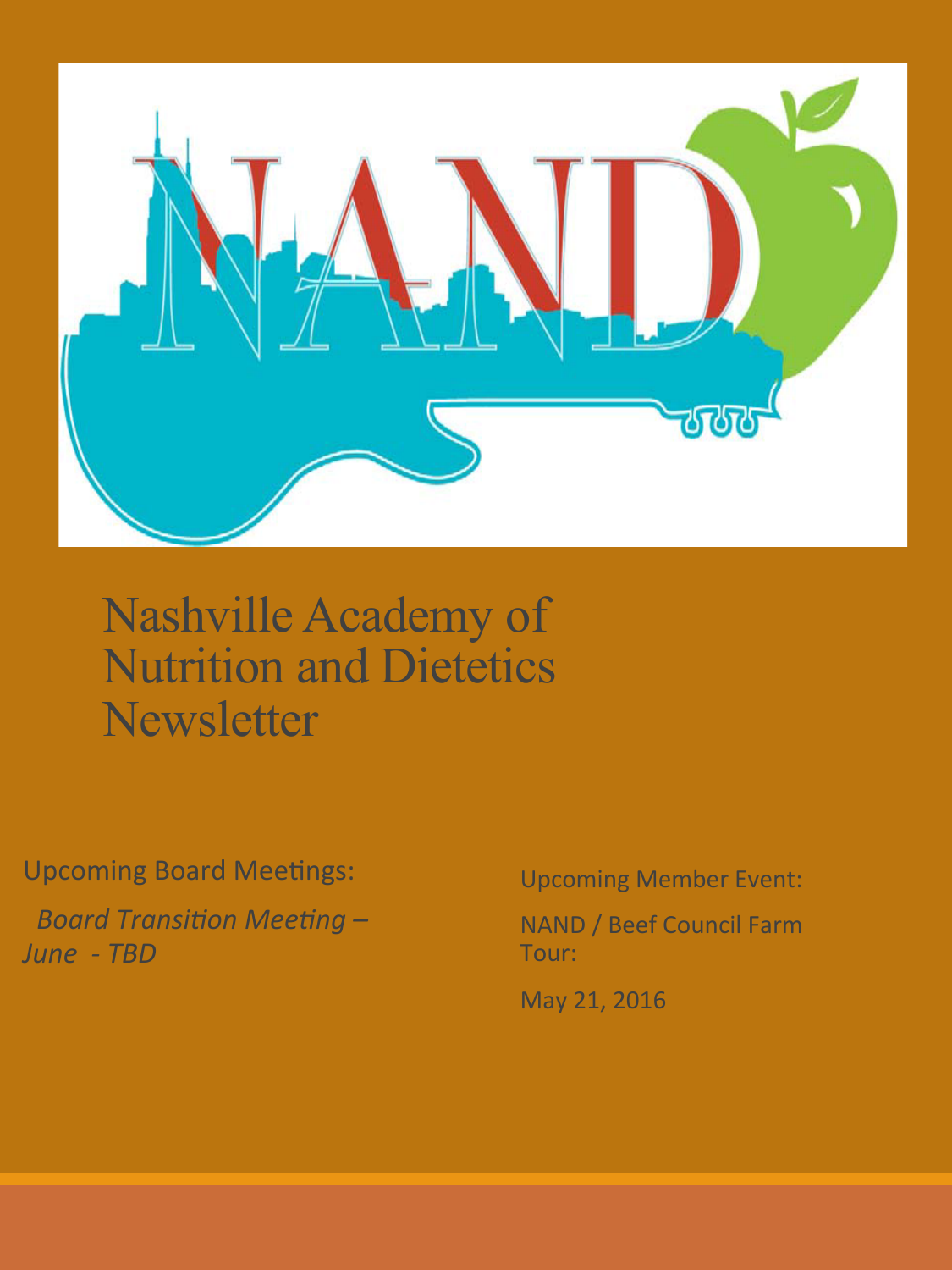# Nashville Academy of Nutrition and Dietetics Newsletter

Upcoming Board Meetings:

*Board Transition Meeting – June - TBD*

Upcoming Member Event:

NAND / Beef Council Farm Tour:

May 21, 2016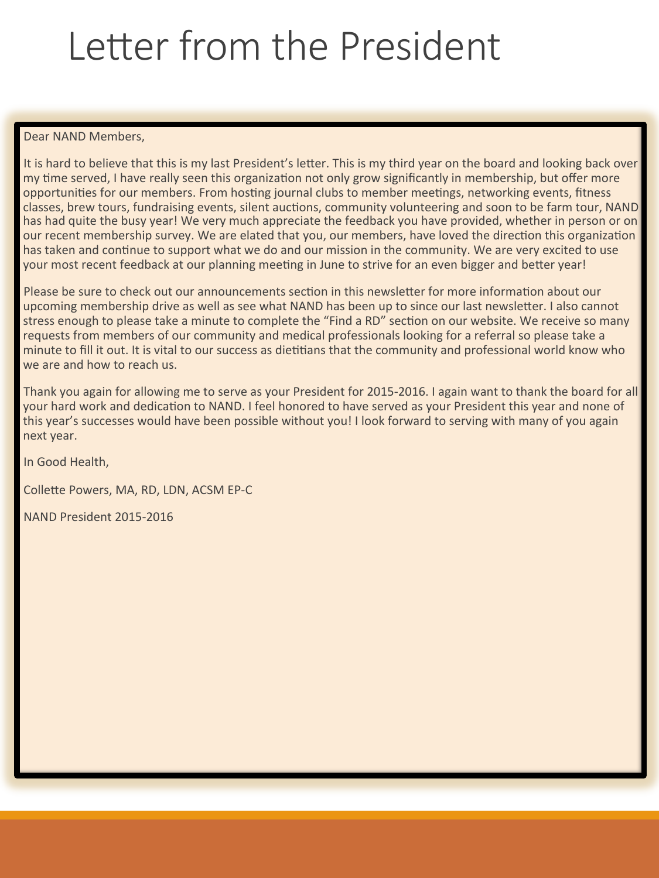# Letter from the President

Dear NAND Members,

It is hard to believe that this is my last President's letter. This is my third year on the board and looking back over my time served, I have really seen this organization not only grow significantly in membership, but offer more opportunities for our members. From hosting journal clubs to member meetings, networking events, fitness classes, brew tours, fundraising events, silent auctions, community volunteering and soon to be farm tour, NAND has had quite the busy year! We very much appreciate the feedback you have provided, whether in person or on our recent membership survey. We are elated that you, our members, have loved the direction this organization has taken and continue to support what we do and our mission in the community. We are very excited to use your most recent feedback at our planning meeting in June to strive for an even bigger and better year!

Please be sure to check out our announcements section in this newsletter for more information about our upcoming membership drive as well as see what NAND has been up to since our last newsletter. I also cannot stress enough to please take a minute to complete the "Find a RD" section on our website. We receive so many requests from members of our community and medical professionals looking for a referral so please take a minute to fill it out. It is vital to our success as dietitians that the community and professional world know who we are and how to reach us.

Thank you again for allowing me to serve as your President for 2015-2016. I again want to thank the board for all your hard work and dedication to NAND. I feel honored to have served as your President this year and none of this year's successes would have been possible without you! I look forward to serving with many of you again next year.

In Good Health,

Collette Powers, MA, RD, LDN, ACSM EP-C

NAND President 2015-2016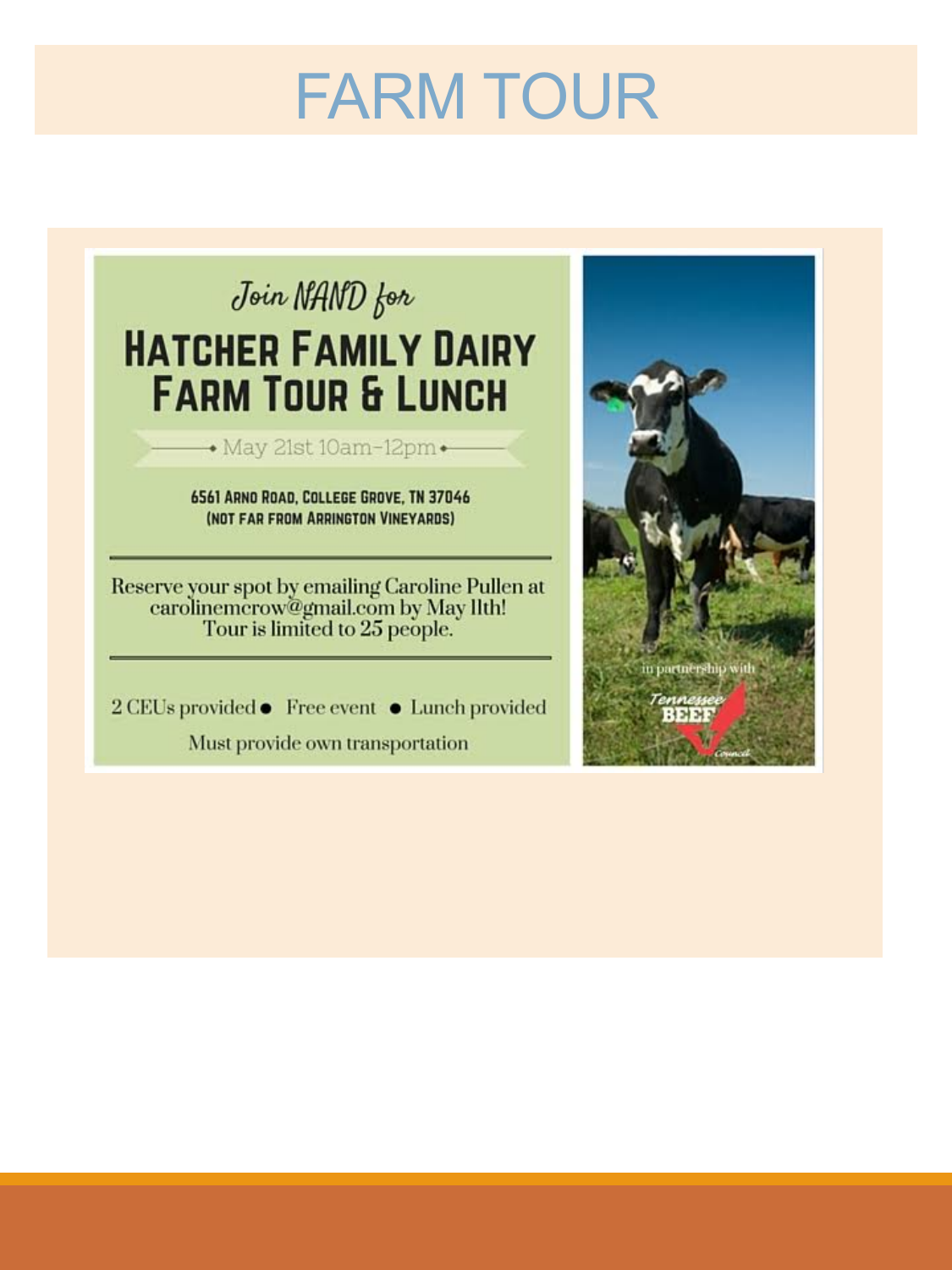# FARM TOUR

*Join NAND for*

## HATCHER FAMILY DAIRY FARM TOUR & LUNCH

May 21st 10am-12pm

**6561 ARNO ROAD, COLLEGE GROVE, TN 37046**
**(NOT FAR FROM ARRINGTON VINEYARDS)**

---

Reserve your spot by emailing Caroline Pullen at carolinemcrow@gmail.com by May 11th!
Tour is limited to 25 people.

---

2 CEUs provided ● Free event ● Lunch provided

Must provide own transportation

in partnership with

Tennessee BEEF Council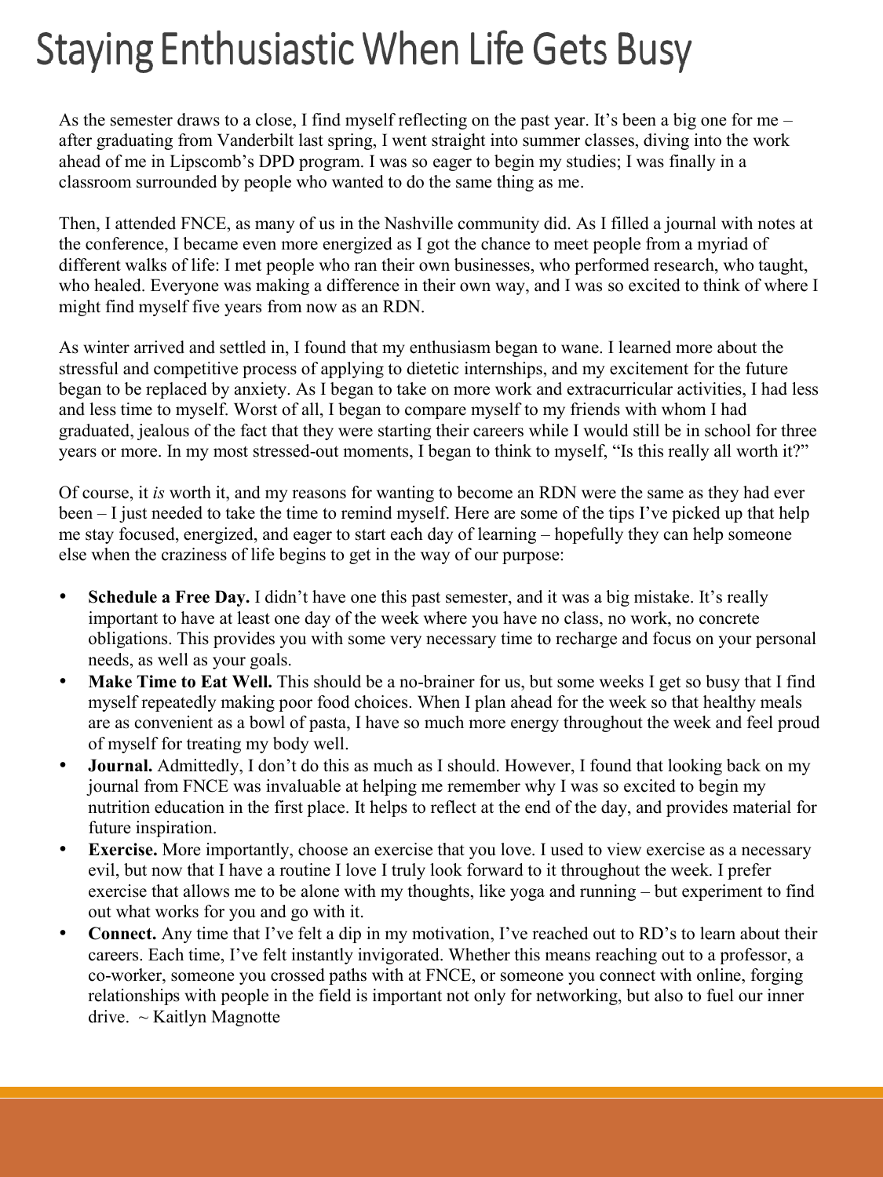# Staying Enthusiastic When Life Gets Busy

As the semester draws to a close, I find myself reflecting on the past year. It's been a big one for me – after graduating from Vanderbilt last spring, I went straight into summer classes, diving into the work ahead of me in Lipscomb's DPD program. I was so eager to begin my studies; I was finally in a classroom surrounded by people who wanted to do the same thing as me.

Then, I attended FNCE, as many of us in the Nashville community did. As I filled a journal with notes at the conference, I became even more energized as I got the chance to meet people from a myriad of different walks of life: I met people who ran their own businesses, who performed research, who taught, who healed. Everyone was making a difference in their own way, and I was so excited to think of where I might find myself five years from now as an RDN.

As winter arrived and settled in, I found that my enthusiasm began to wane. I learned more about the stressful and competitive process of applying to dietetic internships, and my excitement for the future began to be replaced by anxiety. As I began to take on more work and extracurricular activities, I had less and less time to myself. Worst of all, I began to compare myself to my friends with whom I had graduated, jealous of the fact that they were starting their careers while I would still be in school for three years or more. In my most stressed-out moments, I began to think to myself, "Is this really all worth it?"

Of course, it *is* worth it, and my reasons for wanting to become an RDN were the same as they had ever been – I just needed to take the time to remind myself. Here are some of the tips I've picked up that help me stay focused, energized, and eager to start each day of learning – hopefully they can help someone else when the craziness of life begins to get in the way of our purpose:

- **Schedule a Free Day.** I didn't have one this past semester, and it was a big mistake. It's really important to have at least one day of the week where you have no class, no work, no concrete obligations. This provides you with some very necessary time to recharge and focus on your personal needs, as well as your goals.
- **Make Time to Eat Well.** This should be a no-brainer for us, but some weeks I get so busy that I find myself repeatedly making poor food choices. When I plan ahead for the week so that healthy meals are as convenient as a bowl of pasta, I have so much more energy throughout the week and feel proud of myself for treating my body well.
- **Journal.** Admittedly, I don't do this as much as I should. However, I found that looking back on my journal from FNCE was invaluable at helping me remember why I was so excited to begin my nutrition education in the first place. It helps to reflect at the end of the day, and provides material for future inspiration.
- **Exercise.** More importantly, choose an exercise that you love. I used to view exercise as a necessary evil, but now that I have a routine I love I truly look forward to it throughout the week. I prefer exercise that allows me to be alone with my thoughts, like yoga and running – but experiment to find out what works for you and go with it.
- **Connect.** Any time that I've felt a dip in my motivation, I've reached out to RD's to learn about their careers. Each time, I've felt instantly invigorated. Whether this means reaching out to a professor, a co-worker, someone you crossed paths with at FNCE, or someone you connect with online, forging relationships with people in the field is important not only for networking, but also to fuel our inner drive. ~ Kaitlyn Magnotte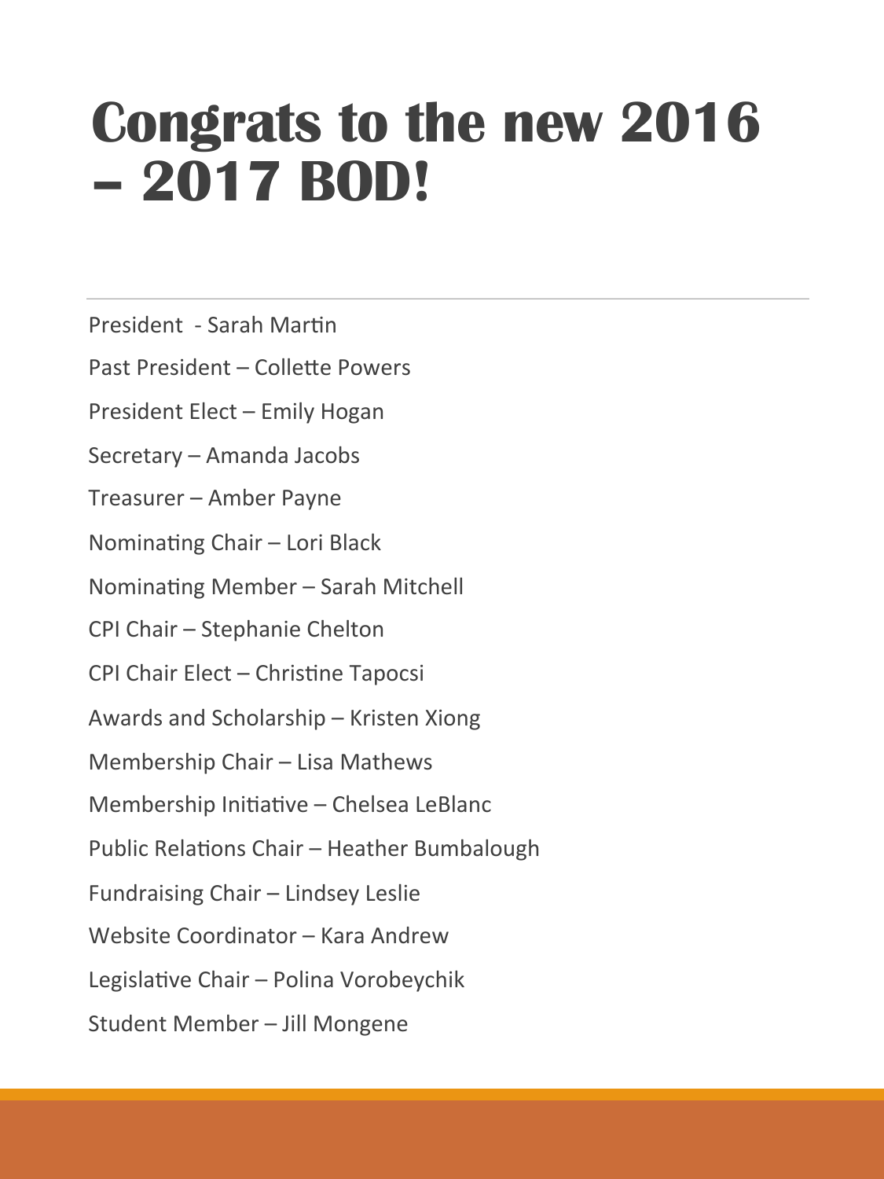# Congrats to the new 2016 – 2017 BOD!

President - Sarah Martin

Past President – Collette Powers

President Elect – Emily Hogan

Secretary – Amanda Jacobs

Treasurer – Amber Payne

Nominating Chair – Lori Black

Nominating Member – Sarah Mitchell

CPI Chair – Stephanie Chelton

CPI Chair Elect – Christine Tapocsi

Awards and Scholarship – Kristen Xiong

Membership Chair – Lisa Mathews

Membership Initiative – Chelsea LeBlanc

Public Relations Chair – Heather Bumbalough

Fundraising Chair – Lindsey Leslie

Website Coordinator – Kara Andrew

Legislative Chair – Polina Vorobeychik

Student Member – Jill Mongene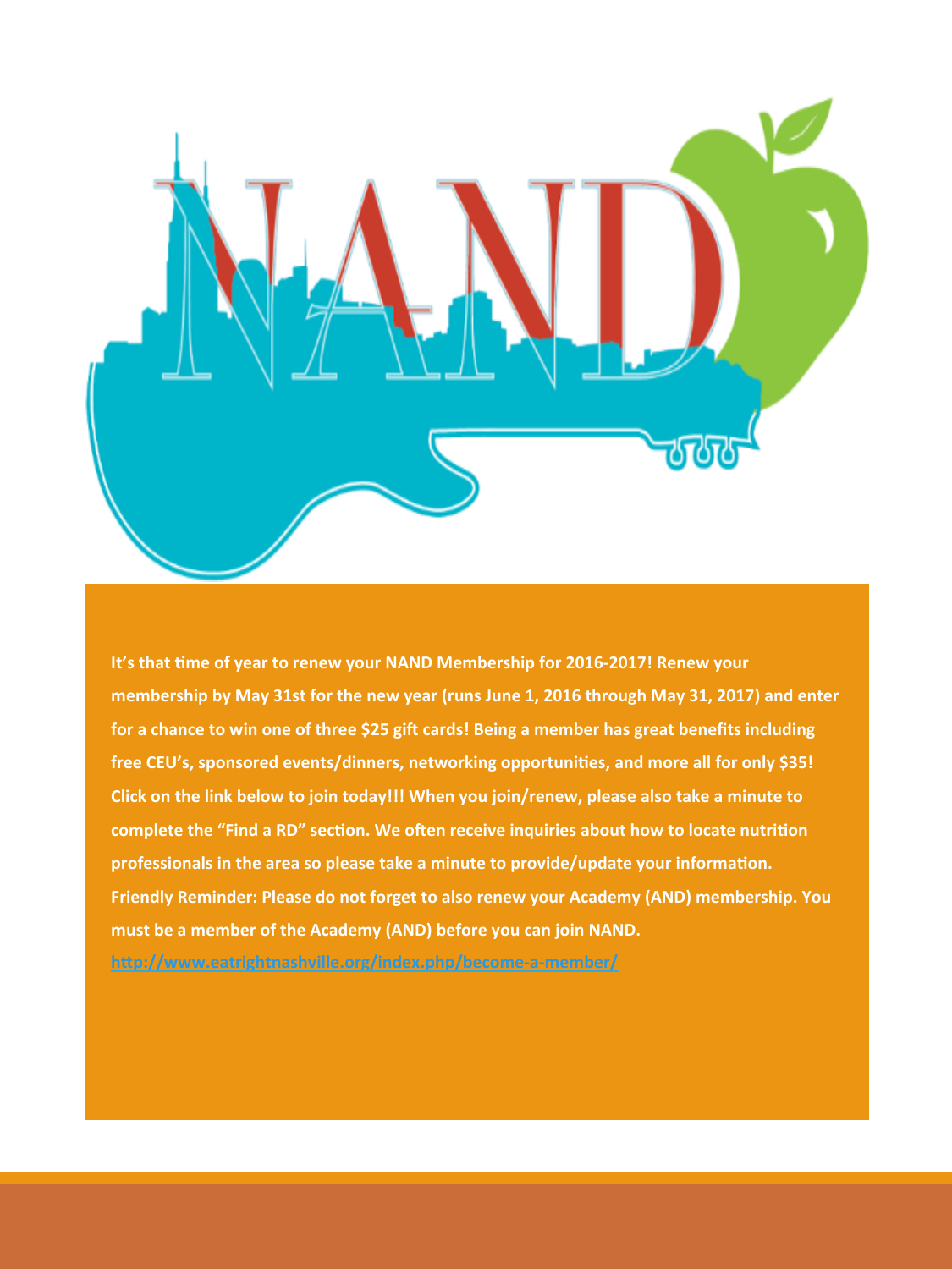**It's that time of year to renew your NAND Membership for 2016-2017! Renew your membership by May 31st for the new year (runs June 1, 2016 through May 31, 2017) and enter for a chance to win one of three $25 gift cards! Being a member has great benefits including free CEU's, sponsored events/dinners, networking opportunities, and more all for only $35! Click on the link below to join today!!! When you join/renew, please also take a minute to complete the "Find a RD" section. We often receive inquiries about how to locate nutrition professionals in the area so please take a minute to provide/update your information. Friendly Reminder: Please do not forget to also renew your Academy (AND) membership. You must be a member of the Academy (AND) before you can join NAND.**

**http://www.eatrightnashville.org/index.php/become-a-member/**